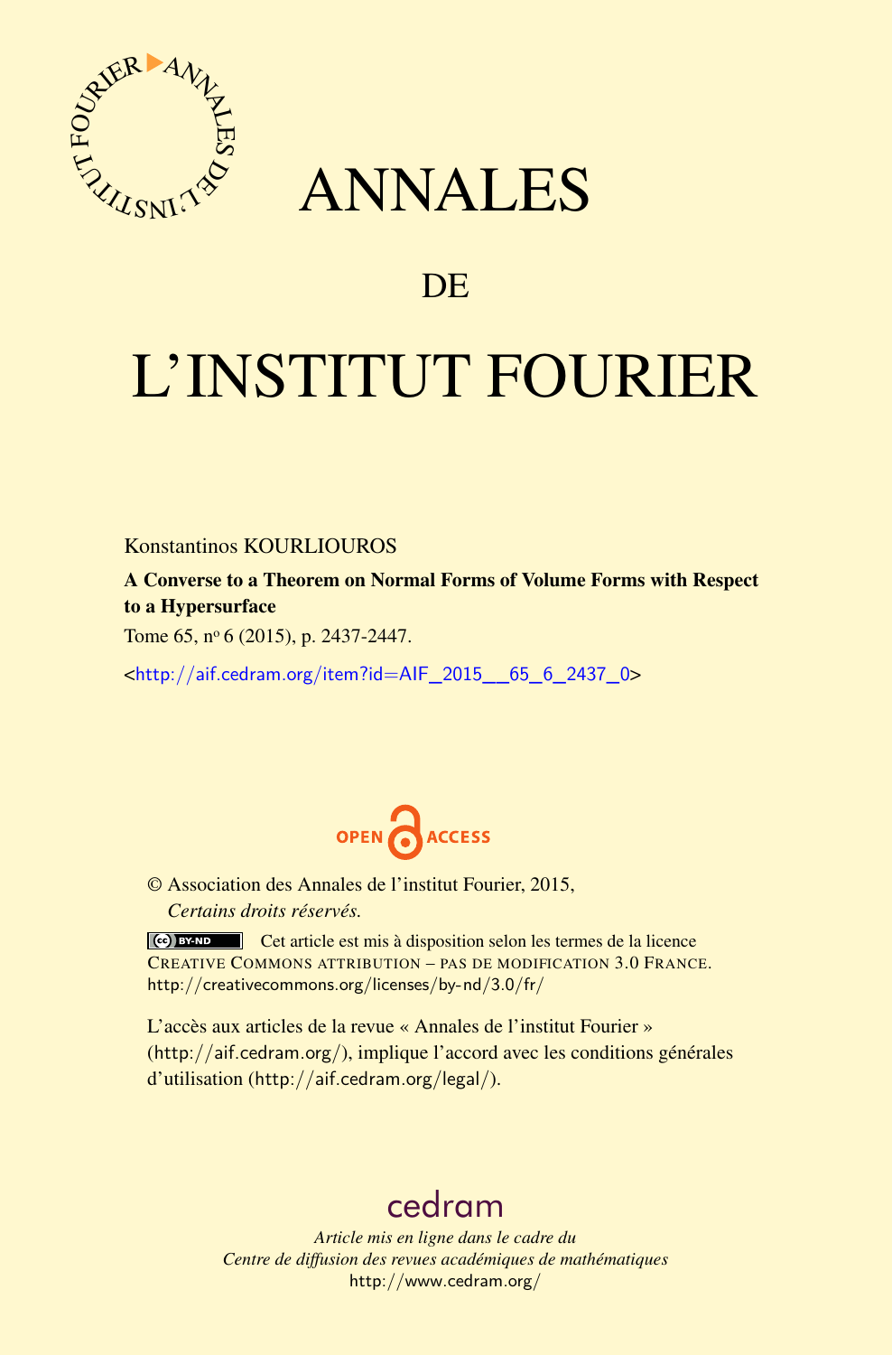# ANNALES

## DE

# L'INSTITUT FOURIER

Konstantinos KOURLIOUROS

**A Converse to a Theorem on Normal Forms of Volume Forms with Respect to a Hypersurface**

Tome 65, nº 6 (2015), p. 2437-2447.

<http://aif.cedram.org/item?id=AIF_2015__65_6_2437_0>

© Association des Annales de l'institut Fourier, 2015,
*Certains droits réservés.*

Cet article est mis à disposition selon les termes de la licence CREATIVE COMMONS ATTRIBUTION – PAS DE MODIFICATION 3.0 FRANCE.
http://creativecommons.org/licenses/by-nd/3.0/fr/

L'accès aux articles de la revue « Annales de l'institut Fourier » (http://aif.cedram.org/), implique l'accord avec les conditions générales d'utilisation (http://aif.cedram.org/legal/).

cedram

*Article mis en ligne dans le cadre du*
*Centre de diffusion des revues académiques de mathématiques*
http://www.cedram.org/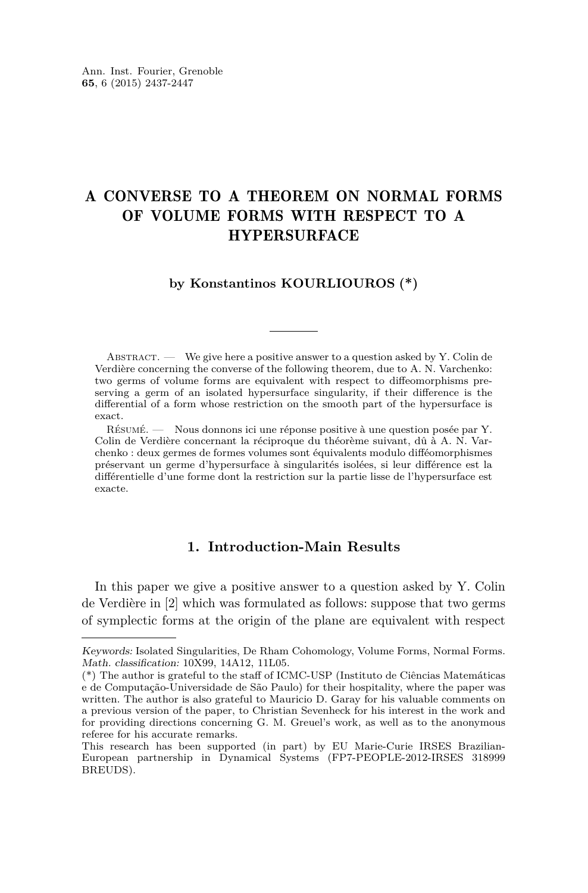# A CONVERSE TO A THEOREM ON NORMAL FORMS OF VOLUME FORMS WITH RESPECT TO A HYPERSURFACE

**by Konstantinos KOURLIOUROS (\*)**

Abstract. — We give here a positive answer to a question asked by Y. Colin de Verdière concerning the converse of the following theorem, due to A. N. Varchenko: two germs of volume forms are equivalent with respect to diffeomorphisms preserving a germ of an isolated hypersurface singularity, if their difference is the differential of a form whose restriction on the smooth part of the hypersurface is exact.

Résumé. — Nous donnons ici une réponse positive à une question posée par Y. Colin de Verdière concernant la réciproque du théorème suivant, dû à A. N. Varchenko : deux germes de formes volumes sont équivalents modulo difféomorphismes préservant un germe d'hypersurface à singularités isolées, si leur différence est la différentielle d'une forme dont la restriction sur la partie lisse de l'hypersurface est exacte.

## 1. Introduction-Main Results

In this paper we give a positive answer to a question asked by Y. Colin de Verdière in [2] which was formulated as follows: suppose that two germs of symplectic forms at the origin of the plane are equivalent with respect

---

*Keywords:* Isolated Singularities, De Rham Cohomology, Volume Forms, Normal Forms.
*Math. classification:* 10X99, 14A12, 11L05.
(\*) The author is grateful to the staff of ICMC-USP (Instituto de Ciências Matemáticas e de Computação-Universidade de São Paulo) for their hospitality, where the paper was written. The author is also grateful to Mauricio D. Garay for his valuable comments on a previous version of the paper, to Christian Sevenheck for his interest in the work and for providing directions concerning G. M. Greuel's work, as well as to the anonymous referee for his accurate remarks.
This research has been supported (in part) by EU Marie-Curie IRSES Brazilian-European partnership in Dynamical Systems (FP7-PEOPLE-2012-IRSES 318999 BREUDS).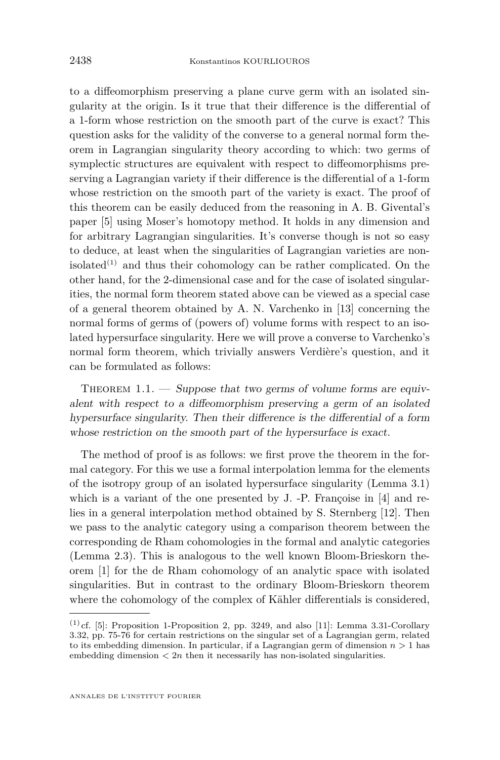to a diffeomorphism preserving a plane curve germ with an isolated singularity at the origin. Is it true that their difference is the differential of a 1-form whose restriction on the smooth part of the curve is exact? This question asks for the validity of the converse to a general normal form theorem in Lagrangian singularity theory according to which: two germs of symplectic structures are equivalent with respect to diffeomorphisms preserving a Lagrangian variety if their difference is the differential of a 1-form whose restriction on the smooth part of the variety is exact. The proof of this theorem can be easily deduced from the reasoning in A. B. Givental's paper [5] using Moser's homotopy method. It holds in any dimension and for arbitrary Lagrangian singularities. It's converse though is not so easy to deduce, at least when the singularities of Lagrangian varieties are non-isolated[(1)] and thus their cohomology can be rather complicated. On the other hand, for the 2-dimensional case and for the case of isolated singularities, the normal form theorem stated above can be viewed as a special case of a general theorem obtained by A. N. Varchenko in [13] concerning the normal forms of germs of (powers of) volume forms with respect to an isolated hypersurface singularity. Here we will prove a converse to Varchenko's normal form theorem, which trivially answers Verdière's question, and it can be formulated as follows:

Theorem 1.1. — *Suppose that two germs of volume forms are equivalent with respect to a diffeomorphism preserving a germ of an isolated hypersurface singularity. Then their difference is the differential of a form whose restriction on the smooth part of the hypersurface is exact.*

The method of proof is as follows: we first prove the theorem in the formal category. For this we use a formal interpolation lemma for the elements of the isotropy group of an isolated hypersurface singularity (Lemma 3.1) which is a variant of the one presented by J. -P. Françoise in [4] and relies in a general interpolation method obtained by S. Sternberg [12]. Then we pass to the analytic category using a comparison theorem between the corresponding de Rham cohomologies in the formal and analytic categories (Lemma 2.3). This is analogous to the well known Bloom-Brieskorn theorem [1] for the de Rham cohomology of an analytic space with isolated singularities. But in contrast to the ordinary Bloom-Brieskorn theorem where the cohomology of the complex of Kähler differentials is considered,

(1) cf. [5]: Proposition 1-Proposition 2, pp. 3249, and also [11]: Lemma 3.31-Corollary 3.32, pp. 75-76 for certain restrictions on the singular set of a Lagrangian germ, related to its embedding dimension. In particular, if a Lagrangian germ of dimension $n > 1$ has embedding dimension $< 2n$ then it necessarily has non-isolated singularities.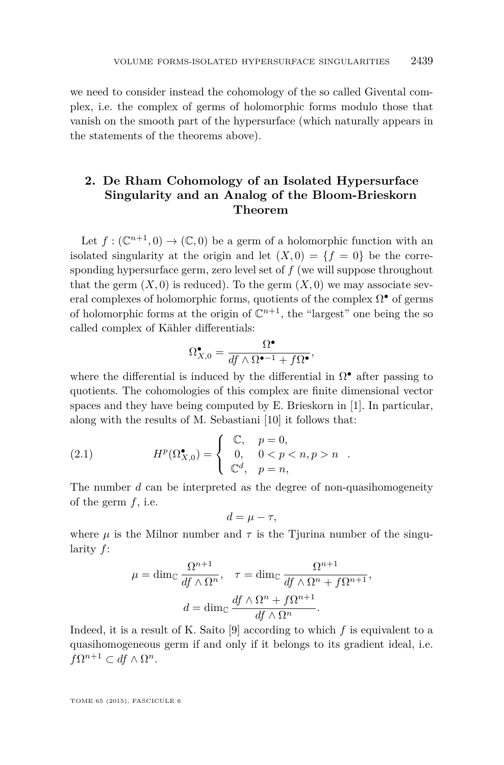we need to consider instead the cohomology of the so called Givental complex, i.e. the complex of germs of holomorphic forms modulo those that vanish on the smooth part of the hypersurface (which naturally appears in the statements of the theorems above).

## 2. De Rham Cohomology of an Isolated Hypersurface Singularity and an Analog of the Bloom-Brieskorn Theorem

Let $f : (\mathbb{C}^{n+1}, 0) \to (\mathbb{C}, 0)$ be a germ of a holomorphic function with an isolated singularity at the origin and let $(X, 0) = \{f = 0\}$ be the corresponding hypersurface germ, zero level set of $f$ (we will suppose throughout that the germ $(X, 0)$ is reduced). To the germ $(X, 0)$ we may associate several complexes of holomorphic forms, quotients of the complex $\Omega^\bullet$ of germs of holomorphic forms at the origin of $\mathbb{C}^{n+1}$, the "largest" one being the so called complex of Kähler differentials:

$$\Omega^\bullet_{X,0} = \frac{\Omega^\bullet}{df \wedge \Omega^{\bullet-1} + f\Omega^\bullet},$$

where the differential is induced by the differential in $\Omega^\bullet$ after passing to quotients. The cohomologies of this complex are finite dimensional vector spaces and they have being computed by E. Brieskorn in [1]. In particular, along with the results of M. Sebastiani [10] it follows that:

$$H^p(\Omega^\bullet_{X,0}) = \begin{cases} \mathbb{C}, & p = 0, \\ 0, & 0 < p < n, p > n \\ \mathbb{C}^d, & p = n, \end{cases} . \tag{2.1}$$

The number $d$ can be interpreted as the degree of non-quasihomogeneity of the germ $f$, i.e.

$$d = \mu - \tau,$$

where $\mu$ is the Milnor number and $\tau$ is the Tjurina number of the singularity $f$:

$$\mu = \dim_{\mathbb{C}} \frac{\Omega^{n+1}}{df \wedge \Omega^n}, \quad \tau = \dim_{\mathbb{C}} \frac{\Omega^{n+1}}{df \wedge \Omega^n + f\Omega^{n+1}},$$

$$d = \dim_{\mathbb{C}} \frac{df \wedge \Omega^n + f\Omega^{n+1}}{df \wedge \Omega^n}.$$

Indeed, it is a result of K. Saito [9] according to which $f$ is equivalent to a quasihomogeneous germ if and only if it belongs to its gradient ideal, i.e. $f\Omega^{n+1} \subset df \wedge \Omega^n$.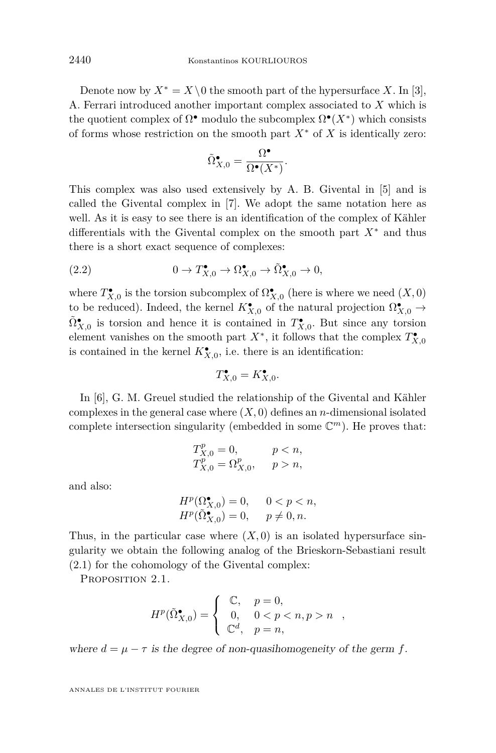Denote now by $X^* = X \setminus 0$ the smooth part of the hypersurface $X$. In [3], A. Ferrari introduced another important complex associated to $X$ which is the quotient complex of $\Omega^\bullet$ modulo the subcomplex $\Omega^\bullet(X^*)$ which consists of forms whose restriction on the smooth part $X^*$ of $X$ is identically zero:

$$\tilde{\Omega}^\bullet_{X,0} = \frac{\Omega^\bullet}{\Omega^\bullet(X^*)}.$$

This complex was also used extensively by A. B. Givental in [5] and is called the Givental complex in [7]. We adopt the same notation here as well. As it is easy to see there is an identification of the complex of Kähler differentials with the Givental complex on the smooth part $X^*$ and thus there is a short exact sequence of complexes:

$$0 \to T^\bullet_{X,0} \to \Omega^\bullet_{X,0} \to \tilde{\Omega}^\bullet_{X,0} \to 0, \tag{2.2}$$

where $T^\bullet_{X,0}$ is the torsion subcomplex of $\Omega^\bullet_{X,0}$ (here is where we need $(X, 0)$ to be reduced). Indeed, the kernel $K^\bullet_{X,0}$ of the natural projection $\Omega^\bullet_{X,0} \to \tilde{\Omega}^\bullet_{X,0}$ is torsion and hence it is contained in $T^\bullet_{X,0}$. But since any torsion element vanishes on the smooth part $X^*$, it follows that the complex $T^\bullet_{X,0}$ is contained in the kernel $K^\bullet_{X,0}$, i.e. there is an identification:

$$T^\bullet_{X,0} = K^\bullet_{X,0}.$$

In [6], G. M. Greuel studied the relationship of the Givental and Kähler complexes in the general case where $(X, 0)$ defines an $n$-dimensional isolated complete intersection singularity (embedded in some $\mathbb{C}^m$). He proves that:

$$\begin{aligned} T^p_{X,0} &= 0, \qquad p < n, \\ T^p_{X,0} &= \Omega^p_{X,0}, \quad p > n, \end{aligned}$$

and also:

$$\begin{aligned} H^p(\Omega^\bullet_{X,0}) &= 0, \quad 0 < p < n, \\ H^p(\tilde{\Omega}^\bullet_{X,0}) &= 0, \quad p \neq 0, n. \end{aligned}$$

Thus, in the particular case where $(X, 0)$ is an isolated hypersurface singularity we obtain the following analog of the Brieskorn-Sebastiani result (2.1) for the cohomology of the Givental complex:

Proposition 2.1.

$$H^p(\tilde{\Omega}^\bullet_{X,0}) = \begin{cases} \mathbb{C}, & p = 0, \\ 0, & 0 < p < n, p > n \\ \mathbb{C}^d, & p = n, \end{cases},$$

*where $d = \mu - \tau$ is the degree of non-quasihomogeneity of the germ $f$.*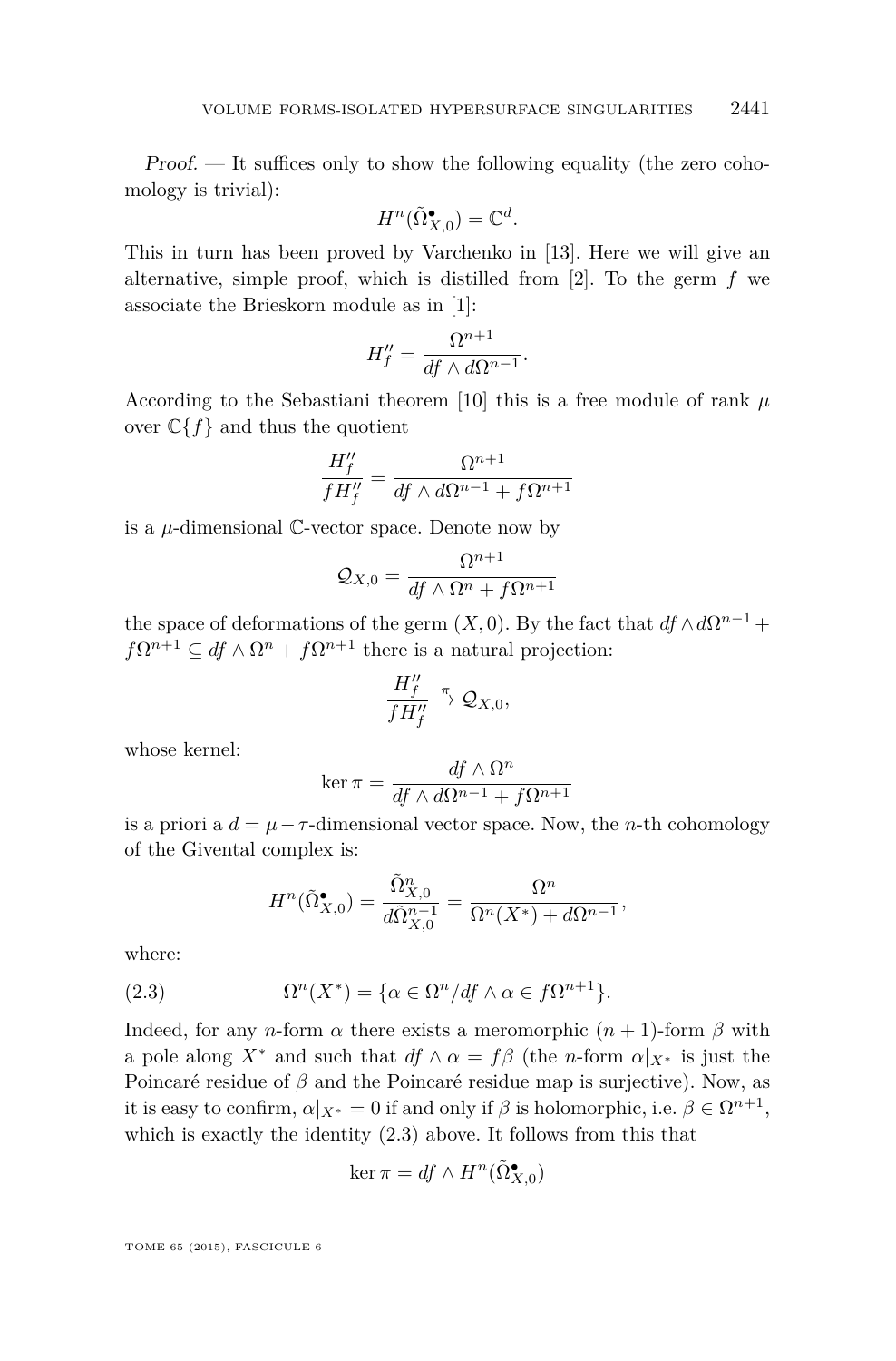*Proof.* — It suffices only to show the following equality (the zero cohomology is trivial):

$$H^n(\tilde{\Omega}^\bullet_{X,0}) = \mathbb{C}^d.$$

This in turn has been proved by Varchenko in [13]. Here we will give an alternative, simple proof, which is distilled from [2]. To the germ $f$ we associate the Brieskorn module as in [1]:

$$H''_f = \frac{\Omega^{n+1}}{df \wedge d\Omega^{n-1}}.$$

According to the Sebastiani theorem [10] this is a free module of rank $\mu$ over $\mathbb{C}\{f\}$ and thus the quotient

$$\frac{H''_f}{fH''_f} = \frac{\Omega^{n+1}}{df \wedge d\Omega^{n-1} + f\Omega^{n+1}}$$

is a $\mu$-dimensional $\mathbb{C}$-vector space. Denote now by

$$\mathcal{Q}_{X,0} = \frac{\Omega^{n+1}}{df \wedge \Omega^n + f\Omega^{n+1}}$$

the space of deformations of the germ $(X,0)$. By the fact that $df \wedge d\Omega^{n-1} + f\Omega^{n+1} \subseteq df \wedge \Omega^n + f\Omega^{n+1}$ there is a natural projection:

$$\frac{H''_f}{fH''_f} \xrightarrow{\pi} \mathcal{Q}_{X,0},$$

whose kernel:

$$\ker \pi = \frac{df \wedge \Omega^n}{df \wedge d\Omega^{n-1} + f\Omega^{n+1}}$$

is a priori a $d = \mu - \tau$-dimensional vector space. Now, the $n$-th cohomology of the Givental complex is:

$$H^n(\tilde{\Omega}^\bullet_{X,0}) = \frac{\tilde{\Omega}^n_{X,0}}{d\tilde{\Omega}^{n-1}_{X,0}} = \frac{\Omega^n}{\Omega^n(X^*) + d\Omega^{n-1}},$$

where:

$$\Omega^n(X^*) = \{\alpha \in \Omega^n / df \wedge \alpha \in f\Omega^{n+1}\}. \tag{2.3}$$

Indeed, for any $n$-form $\alpha$ there exists a meromorphic $(n+1)$-form $\beta$ with a pole along $X^*$ and such that $df \wedge \alpha = f\beta$ (the $n$-form $\alpha|_{X^*}$ is just the Poincaré residue of $\beta$ and the Poincaré residue map is surjective). Now, as it is easy to confirm, $\alpha|_{X^*} = 0$ if and only if $\beta$ is holomorphic, i.e. $\beta \in \Omega^{n+1}$, which is exactly the identity (2.3) above. It follows from this that

$$\ker \pi = df \wedge H^n(\tilde{\Omega}^\bullet_{X,0})$$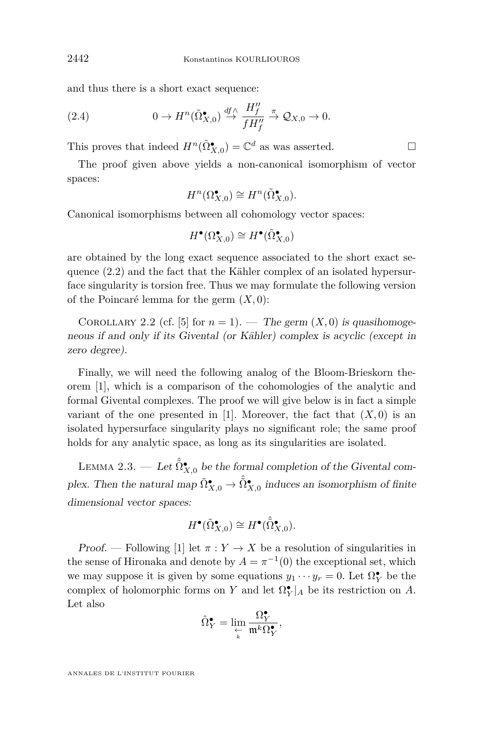and thus there is a short exact sequence:

$$0 \to H^n(\tilde{\Omega}^\bullet_{X,0}) \overset{df\wedge}{\to} \frac{H''_f}{fH''_f} \overset{\pi}{\to} \mathcal{Q}_{X,0} \to 0. \tag{2.4}$$

This proves that indeed $H^n(\tilde{\Omega}^\bullet_{X,0}) = \mathbb{C}^d$ as was asserted. $\square$

The proof given above yields a non-canonical isomorphism of vector spaces:

$$H^n(\Omega^\bullet_{X,0}) \cong H^n(\tilde{\Omega}^\bullet_{X,0}).$$

Canonical isomorphisms between all cohomology vector spaces:

$$H^\bullet(\Omega^\bullet_{X,0}) \cong H^\bullet(\tilde{\Omega}^\bullet_{X,0})$$

are obtained by the long exact sequence associated to the short exact sequence (2.2) and the fact that the Kähler complex of an isolated hypersurface singularity is torsion free. Thus we may formulate the following version of the Poincaré lemma for the germ $(X,0)$:

Corollary 2.2 (cf. [5] for $n=1$). — *The germ $(X,0)$ is quasihomogeneous if and only if its Givental (or Kähler) complex is acyclic (except in zero degree).*

Finally, we will need the following analog of the Bloom-Brieskorn theorem [1], which is a comparison of the cohomologies of the analytic and formal Givental complexes. The proof we will give below is in fact a simple variant of the one presented in [1]. Moreover, the fact that $(X,0)$ is an isolated hypersurface singularity plays no significant role; the same proof holds for any analytic space, as long as its singularities are isolated.

Lemma 2.3. — *Let $\hat{\tilde{\Omega}}^\bullet_{X,0}$ be the formal completion of the Givental complex. Then the natural map $\tilde{\Omega}^\bullet_{X,0} \to \hat{\tilde{\Omega}}^\bullet_{X,0}$ induces an isomorphism of finite dimensional vector spaces:*

$$H^\bullet(\tilde{\Omega}^\bullet_{X,0}) \cong H^\bullet(\hat{\tilde{\Omega}}^\bullet_{X,0}).$$

*Proof.* — Following [1] let $\pi : Y \to X$ be a resolution of singularities in the sense of Hironaka and denote by $A = \pi^{-1}(0)$ the exceptional set, which we may suppose it is given by some equations $y_1 \cdots y_r = 0$. Let $\Omega^\bullet_Y$ be the complex of holomorphic forms on $Y$ and let $\Omega^\bullet_Y|_A$ be its restriction on $A$. Let also

$$\hat{\Omega}^\bullet_Y = \lim_{\substack{\leftarrow \\ k}} \frac{\Omega^\bullet_Y}{\mathfrak{m}^k \Omega^\bullet_Y},$$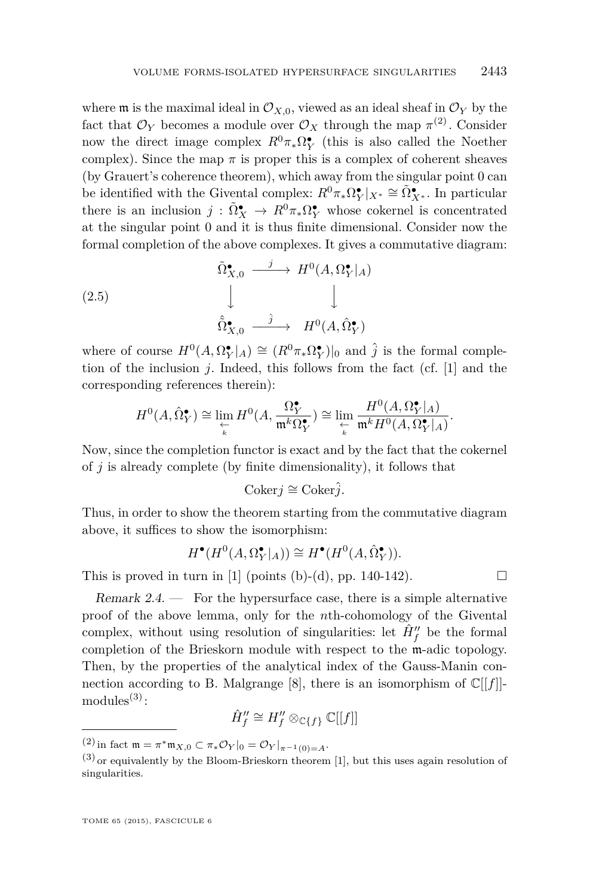where $\mathfrak{m}$ is the maximal ideal in $\mathcal{O}_{X,0}$, viewed as an ideal sheaf in $\mathcal{O}_Y$ by the fact that $\mathcal{O}_Y$ becomes a module over $\mathcal{O}_X$ through the map $\pi$[(2)]. Consider now the direct image complex $R^0\pi_*\Omega^\bullet_Y$ (this is also called the Noether complex). Since the map $\pi$ is proper this is a complex of coherent sheaves (by Grauert's coherence theorem), which away from the singular point 0 can be identified with the Givental complex: $R^0\pi_*\Omega^\bullet_Y|_{X^*} \cong \tilde{\Omega}^\bullet_{X^*}$. In particular there is an inclusion $j : \tilde{\Omega}^\bullet_X \to R^0\pi_*\Omega^\bullet_Y$ whose cokernel is concentrated at the singular point 0 and it is thus finite dimensional. Consider now the formal completion of the above complexes. It gives a commutative diagram:

$$
\begin{array}{ccc}
\tilde{\Omega}^\bullet_{X,0} & \xrightarrow{\ j\ } & H^0(A, \Omega^\bullet_Y|_A) \\
\big\downarrow & & \big\downarrow \\
\hat{\tilde{\Omega}}^\bullet_{X,0} & \xrightarrow{\ \hat{j}\ } & H^0(A, \hat{\Omega}^\bullet_Y)
\end{array}
\tag{2.5}
$$

where of course $H^0(A, \Omega^\bullet_Y|_A) \cong (R^0\pi_*\Omega^\bullet_Y)|_0$ and $\hat{j}$ is the formal completion of the inclusion $j$. Indeed, this follows from the fact (cf. [1] and the corresponding references therein):

$$
H^0(A, \hat{\Omega}^\bullet_Y) \cong \varprojlim_k H^0(A, \frac{\Omega^\bullet_Y}{\mathfrak{m}^k \Omega^\bullet_Y}) \cong \varprojlim_k \frac{H^0(A, \Omega^\bullet_Y|_A)}{\mathfrak{m}^k H^0(A, \Omega^\bullet_Y|_A)}.
$$

Now, since the completion functor is exact and by the fact that the cokernel of $j$ is already complete (by finite dimensionality), it follows that

$$
\mathrm{Coker} j \cong \mathrm{Coker} \hat{j}.
$$

Thus, in order to show the theorem starting from the commutative diagram above, it suffices to show the isomorphism:

$$
H^\bullet(H^0(A, \Omega^\bullet_Y|_A)) \cong H^\bullet(H^0(A, \hat{\Omega}^\bullet_Y)).
$$

This is proved in turn in [1] (points (b)-(d), pp. 140-142). $\square$

*Remark 2.4.* — For the hypersurface case, there is a simple alternative proof of the above lemma, only for the $n$th-cohomology of the Givental complex, without using resolution of singularities: let $\hat{H}''_f$ be the formal completion of the Brieskorn module with respect to the $\mathfrak{m}$-adic topology. Then, by the properties of the analytical index of the Gauss-Manin connection according to B. Malgrange [8], there is an isomorphism of $\mathbb{C}[[f]]$-modules[(3)]:

$$
\hat{H}''_f \cong H''_f \otimes_{\mathbb{C}\{f\}} \mathbb{C}[[f]]
$$

---

(2) in fact $\mathfrak{m} = \pi^*\mathfrak{m}_{X,0} \subset \pi_*\mathcal{O}_Y|_0 = \mathcal{O}_Y|_{\pi^{-1}(0)=A}$.

(3) or equivalently by the Bloom-Brieskorn theorem [1], but this uses again resolution of singularities.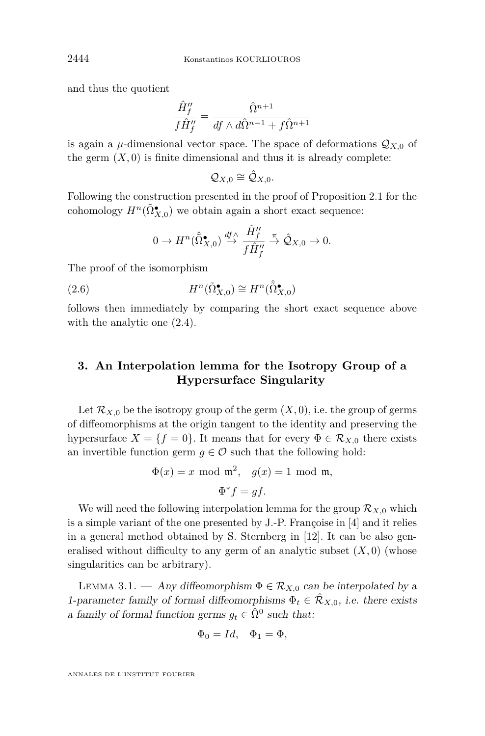and thus the quotient

$$\frac{\hat{H}''_f}{f\hat{H}''_f} = \frac{\hat{\Omega}^{n+1}}{df \wedge d\hat{\Omega}^{n-1} + f\hat{\Omega}^{n+1}}$$

is again a $\mu$-dimensional vector space. The space of deformations $\mathcal{Q}_{X,0}$ of the germ $(X,0)$ is finite dimensional and thus it is already complete:

$$\mathcal{Q}_{X,0} \cong \hat{\mathcal{Q}}_{X,0}.$$

Following the construction presented in the proof of Proposition 2.1 for the cohomology $H^n(\tilde{\Omega}^\bullet_{X,0})$ we obtain again a short exact sequence:

$$0 \to H^n(\hat{\tilde{\Omega}}^\bullet_{X,0}) \overset{df\wedge}{\to} \frac{\hat{H}''_f}{f\hat{H}''_f} \overset{\pi}{\to} \hat{\mathcal{Q}}_{X,0} \to 0.$$

The proof of the isomorphism

$$H^n(\tilde{\Omega}^\bullet_{X,0}) \cong H^n(\hat{\tilde{\Omega}}^\bullet_{X,0}) \tag{2.6}$$

follows then immediately by comparing the short exact sequence above with the analytic one (2.4).

## 3. An Interpolation lemma for the Isotropy Group of a Hypersurface Singularity

Let $\mathcal{R}_{X,0}$ be the isotropy group of the germ $(X,0)$, i.e. the group of germs of diffeomorphisms at the origin tangent to the identity and preserving the hypersurface $X = \{f = 0\}$. It means that for every $\Phi \in \mathcal{R}_{X,0}$ there exists an invertible function germ $g \in \mathcal{O}$ such that the following hold:

$$\Phi(x) = x \mod \mathfrak{m}^2, \quad g(x) = 1 \mod \mathfrak{m},$$

$$\Phi^* f = gf.$$

We will need the following interpolation lemma for the group $\mathcal{R}_{X,0}$ which is a simple variant of the one presented by J.-P. Françoise in [4] and it relies in a general method obtained by S. Sternberg in [12]. It can be also generalised without difficulty to any germ of an analytic subset $(X,0)$ (whose singularities can be arbitrary).

Lemma 3.1. — *Any diffeomorphism $\Phi \in \mathcal{R}_{X,0}$ can be interpolated by a 1-parameter family of formal diffeomorphisms $\Phi_t \in \hat{\mathcal{R}}_{X,0}$, i.e. there exists a family of formal function germs $g_t \in \hat{\Omega}^0$ such that:*

$$\Phi_0 = Id, \quad \Phi_1 = \Phi,$$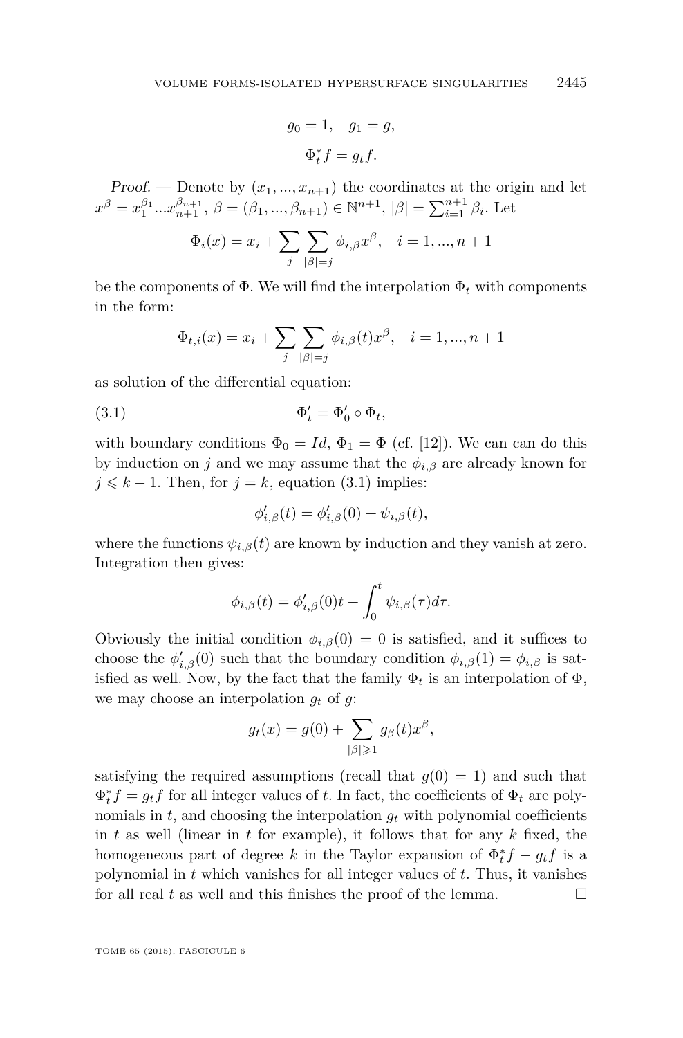$$g_0 = 1, \quad g_1 = g,$$

$$\Phi_t^* f = g_t f.$$

*Proof.* — Denote by $(x_1, ..., x_{n+1})$ the coordinates at the origin and let $x^\beta = x_1^{\beta_1} ... x_{n+1}^{\beta_{n+1}}$, $\beta = (\beta_1, ..., \beta_{n+1}) \in \mathbb{N}^{n+1}$, $|\beta| = \sum_{i=1}^{n+1} \beta_i$. Let

$$\Phi_i(x) = x_i + \sum_j \sum_{|\beta|=j} \phi_{i,\beta} x^\beta, \quad i = 1, ..., n+1$$

be the components of $\Phi$. We will find the interpolation $\Phi_t$ with components in the form:

$$\Phi_{t,i}(x) = x_i + \sum_j \sum_{|\beta|=j} \phi_{i,\beta}(t) x^\beta, \quad i = 1, ..., n+1$$

as solution of the differential equation:

$$\Phi_t' = \Phi_0' \circ \Phi_t, \tag{3.1}$$

with boundary conditions $\Phi_0 = Id$, $\Phi_1 = \Phi$ (cf. [12]). We can can do this by induction on $j$ and we may assume that the $\phi_{i,\beta}$ are already known for $j \leqslant k-1$. Then, for $j = k$, equation (3.1) implies:

$$\phi_{i,\beta}'(t) = \phi_{i,\beta}'(0) + \psi_{i,\beta}(t),$$

where the functions $\psi_{i,\beta}(t)$ are known by induction and they vanish at zero. Integration then gives:

$$\phi_{i,\beta}(t) = \phi_{i,\beta}'(0) t + \int_0^t \psi_{i,\beta}(\tau) d\tau.$$

Obviously the initial condition $\phi_{i,\beta}(0) = 0$ is satisfied, and it suffices to choose the $\phi_{i,\beta}'(0)$ such that the boundary condition $\phi_{i,\beta}(1) = \phi_{i,\beta}$ is satisfied as well. Now, by the fact that the family $\Phi_t$ is an interpolation of $\Phi$, we may choose an interpolation $g_t$ of $g$:

$$g_t(x) = g(0) + \sum_{|\beta| \geqslant 1} g_\beta(t) x^\beta,$$

satisfying the required assumptions (recall that $g(0) = 1$) and such that $\Phi_t^* f = g_t f$ for all integer values of $t$. In fact, the coefficients of $\Phi_t$ are polynomials in $t$, and choosing the interpolation $g_t$ with polynomial coefficients in $t$ as well (linear in $t$ for example), it follows that for any $k$ fixed, the homogeneous part of degree $k$ in the Taylor expansion of $\Phi_t^* f - g_t f$ is a polynomial in $t$ which vanishes for all integer values of $t$. Thus, it vanishes for all real $t$ as well and this finishes the proof of the lemma. □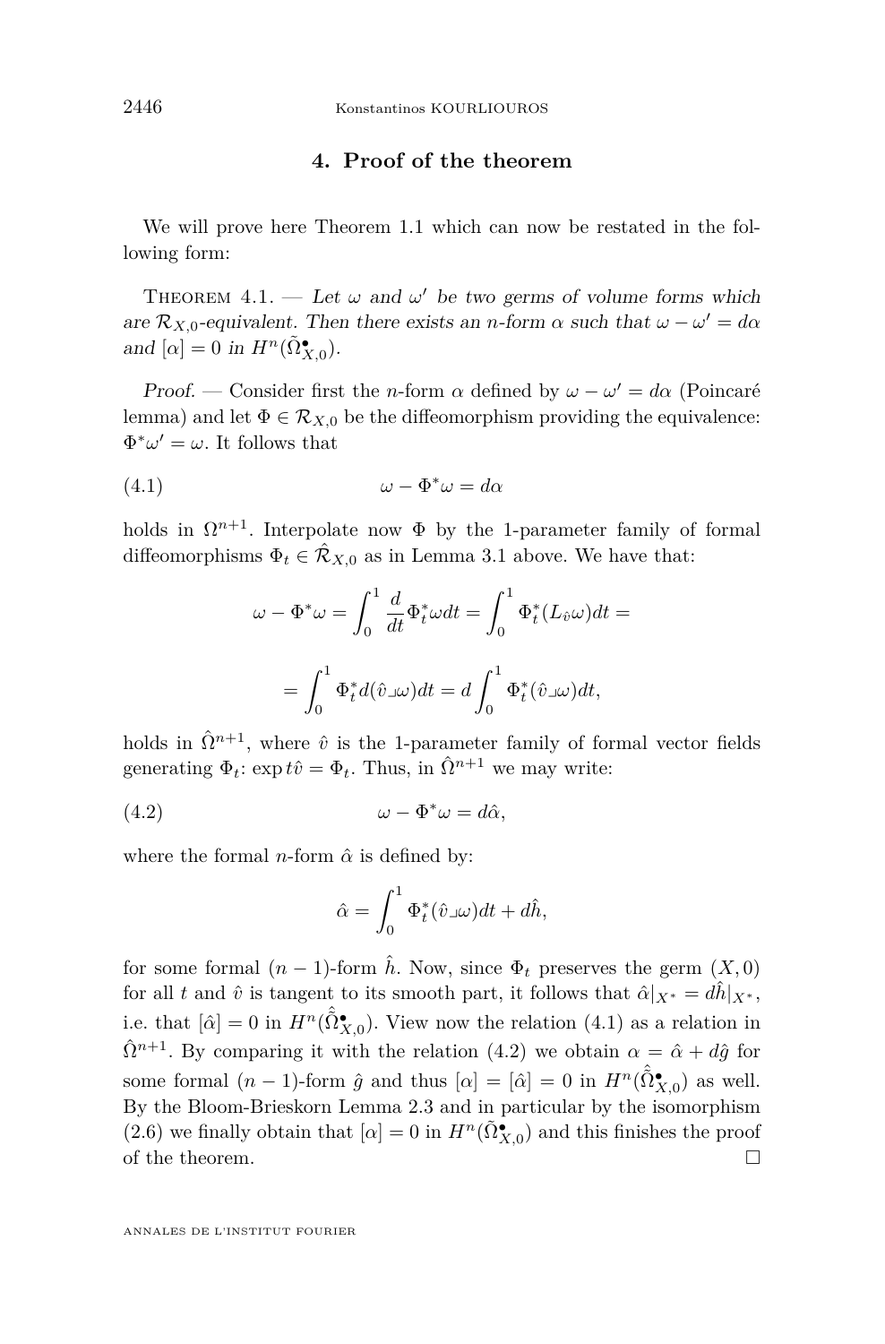## 4. Proof of the theorem

We will prove here Theorem 1.1 which can now be restated in the following form:

Theorem 4.1. — *Let $\omega$ and $\omega'$ be two germs of volume forms which are $\mathcal{R}_{X,0}$-equivalent. Then there exists an $n$-form $\alpha$ such that $\omega - \omega' = d\alpha$ and $[\alpha] = 0$ in $H^n(\tilde{\Omega}^\bullet_{X,0})$.*

*Proof.* — Consider first the $n$-form $\alpha$ defined by $\omega - \omega' = d\alpha$ (Poincaré lemma) and let $\Phi \in \mathcal{R}_{X,0}$ be the diffeomorphism providing the equivalence: $\Phi^*\omega' = \omega$. It follows that

$$\omega - \Phi^*\omega = d\alpha \tag{4.1}$$

holds in $\Omega^{n+1}$. Interpolate now $\Phi$ by the 1-parameter family of formal diffeomorphisms $\Phi_t \in \hat{\mathcal{R}}_{X,0}$ as in Lemma 3.1 above. We have that:

$$\omega - \Phi^*\omega = \int_0^1 \frac{d}{dt}\Phi_t^*\omega dt = \int_0^1 \Phi_t^*(L_{\hat{v}}\omega)dt =$$

$$= \int_0^1 \Phi_t^* d(\hat{v} \lrcorner \omega)dt = d\int_0^1 \Phi_t^*(\hat{v} \lrcorner \omega)dt,$$

holds in $\hat{\Omega}^{n+1}$, where $\hat{v}$ is the 1-parameter family of formal vector fields generating $\Phi_t$: $\exp t\hat{v} = \Phi_t$. Thus, in $\hat{\Omega}^{n+1}$ we may write:

$$\omega - \Phi^*\omega = d\hat{\alpha}, \tag{4.2}$$

where the formal $n$-form $\hat{\alpha}$ is defined by:

$$\hat{\alpha} = \int_0^1 \Phi_t^*(\hat{v} \lrcorner \omega)dt + d\hat{h},$$

for some formal $(n-1)$-form $\hat{h}$. Now, since $\Phi_t$ preserves the germ $(X,0)$ for all $t$ and $\hat{v}$ is tangent to its smooth part, it follows that $\hat{\alpha}|_{X^*} = d\hat{h}|_{X^*}$, i.e. that $[\hat{\alpha}] = 0$ in $H^n(\hat{\tilde{\Omega}}^\bullet_{X,0})$. View now the relation (4.1) as a relation in $\hat{\Omega}^{n+1}$. By comparing it with the relation (4.2) we obtain $\alpha = \hat{\alpha} + d\hat{g}$ for some formal $(n-1)$-form $\hat{g}$ and thus $[\alpha] = [\hat{\alpha}] = 0$ in $H^n(\hat{\tilde{\Omega}}^\bullet_{X,0})$ as well. By the Bloom-Brieskorn Lemma 2.3 and in particular by the isomorphism (2.6) we finally obtain that $[\alpha] = 0$ in $H^n(\tilde{\Omega}^\bullet_{X,0})$ and this finishes the proof of the theorem. □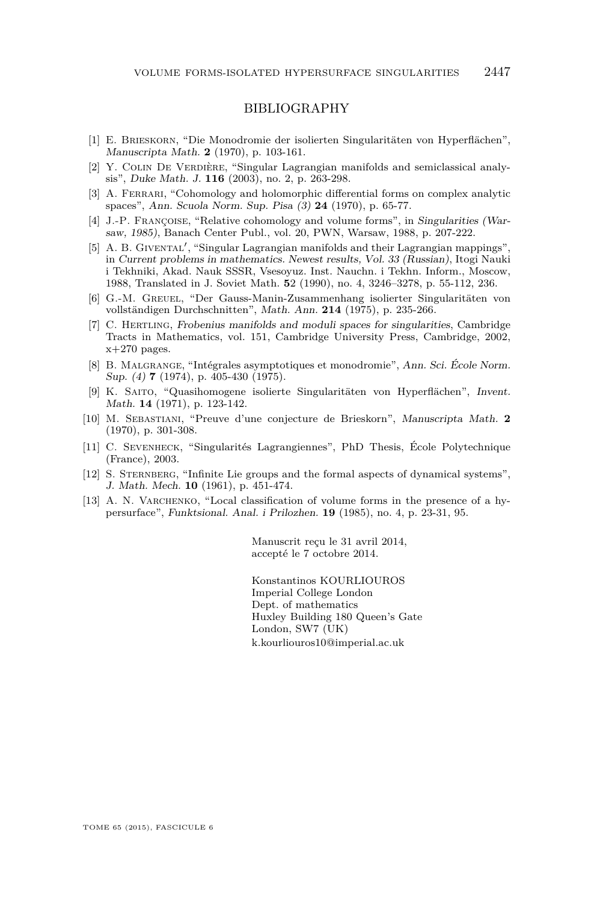## BIBLIOGRAPHY

[1] E. Brieskorn, "Die Monodromie der isolierten Singularitäten von Hyperflächen", *Manuscripta Math.* **2** (1970), p. 103-161.

[2] Y. Colin De Verdière, "Singular Lagrangian manifolds and semiclassical analysis", *Duke Math. J.* **116** (2003), no. 2, p. 263-298.

[3] A. Ferrari, "Cohomology and holomorphic differential forms on complex analytic spaces", *Ann. Scuola Norm. Sup. Pisa (3)* **24** (1970), p. 65-77.

[4] J.-P. Françoise, "Relative cohomology and volume forms", in *Singularities (Warsaw, 1985)*, Banach Center Publ., vol. 20, PWN, Warsaw, 1988, p. 207-222.

[5] A. B. Givental′, "Singular Lagrangian manifolds and their Lagrangian mappings", in *Current problems in mathematics. Newest results, Vol. 33 (Russian)*, Itogi Nauki i Tekhniki, Akad. Nauk SSSR, Vsesoyuz. Inst. Nauchn. i Tekhn. Inform., Moscow, 1988, Translated in J. Soviet Math. **5**2 (1990), no. 4, 3246–3278, p. 55-112, 236.

[6] G.-M. Greuel, "Der Gauss-Manin-Zusammenhang isolierter Singularitäten von vollständigen Durchschnitten", *Math. Ann.* **214** (1975), p. 235-266.

[7] C. Hertling, *Frobenius manifolds and moduli spaces for singularities*, Cambridge Tracts in Mathematics, vol. 151, Cambridge University Press, Cambridge, 2002, x+270 pages.

[8] B. Malgrange, "Intégrales asymptotiques et monodromie", *Ann. Sci. École Norm. Sup. (4)* **7** (1974), p. 405-430 (1975).

[9] K. Saito, "Quasihomogene isolierte Singularitäten von Hyperflächen", *Invent. Math.* **14** (1971), p. 123-142.

[10] M. Sebastiani, "Preuve d'une conjecture de Brieskorn", *Manuscripta Math.* **2** (1970), p. 301-308.

[11] C. Sevenheck, "Singularités Lagrangiennes", PhD Thesis, École Polytechnique (France), 2003.

[12] S. Sternberg, "Infinite Lie groups and the formal aspects of dynamical systems", *J. Math. Mech.* **10** (1961), p. 451-474.

[13] A. N. Varchenko, "Local classification of volume forms in the presence of a hypersurface", *Funktsional. Anal. i Prilozhen.* **19** (1985), no. 4, p. 23-31, 95.

Manuscrit reçu le 31 avril 2014,
accepté le 7 octobre 2014.

Konstantinos KOURLIOUROS
Imperial College London
Dept. of mathematics
Huxley Building 180 Queen's Gate
London, SW7 (UK)
k.kourliouros10@imperial.ac.uk